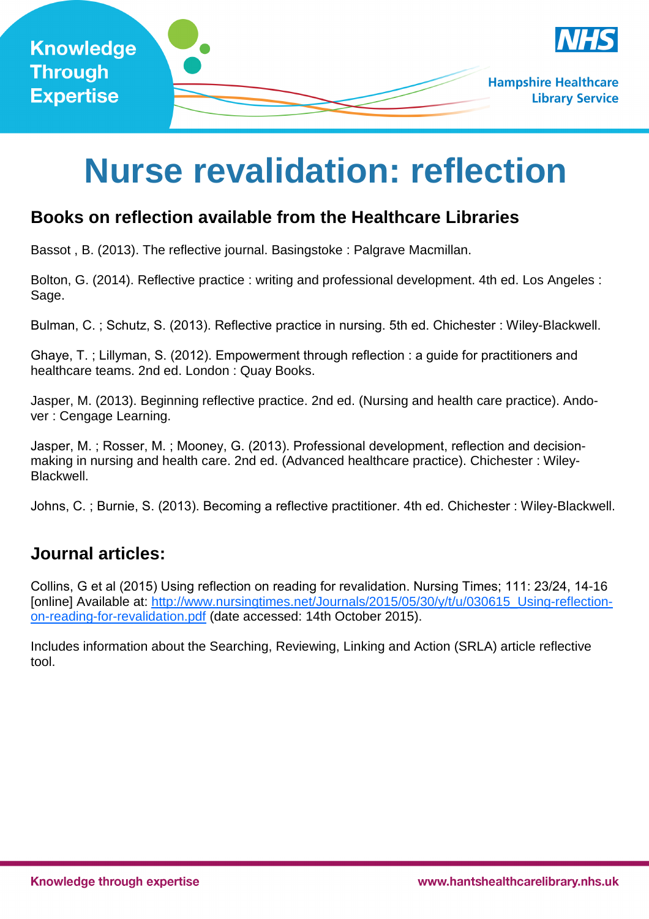# Nurse revalidation: reflection

## Books on reflection available from the Healthcare Libraries

Bassot , B. (2013). The reflective journal. Basingstoke : Palgrave Macmillan.

Bolton, G. (2014). Reflective practice : writing and professional development. 4th ed. Los Angeles : Sage.

Bulman, C. ; Schutz, S. (2013). Reflective practice in nursing. 5th ed. Chichester : Wiley-Blackwell.

Ghaye, T. ; Lillyman, S. (2012). Empowerment through reflection : a guide for practitioners and healthcare teams. 2nd ed. London : Quay Books.

Jasper, M. (2013). Beginning reflective practice. 2nd ed. (Nursing and health care practice). Andover : Cengage Learning.

Jasper, M. ; Rosser, M. ; Mooney, G. (2013). Professional development, reflection and decision-making in nursing and health care. 2nd ed. (Advanced healthcare practice). Chichester : Wiley-Blackwell.

Johns, C. ; Burnie, S. (2013). Becoming a reflective practitioner. 4th ed. Chichester : Wiley-Blackwell.

## Journal articles:

Collins, G et al (2015) Using reflection on reading for revalidation. Nursing Times; 111: 23/24, 14-16 [online] Available at: http://www.nursingtimes.net/Journals/2015/05/30/y/t/u/030615_Using-reflection-on-reading-for-revalidation.pdf (date accessed: 14th October 2015).

Includes information about the Searching, Reviewing, Linking and Action (SRLA) article reflective tool.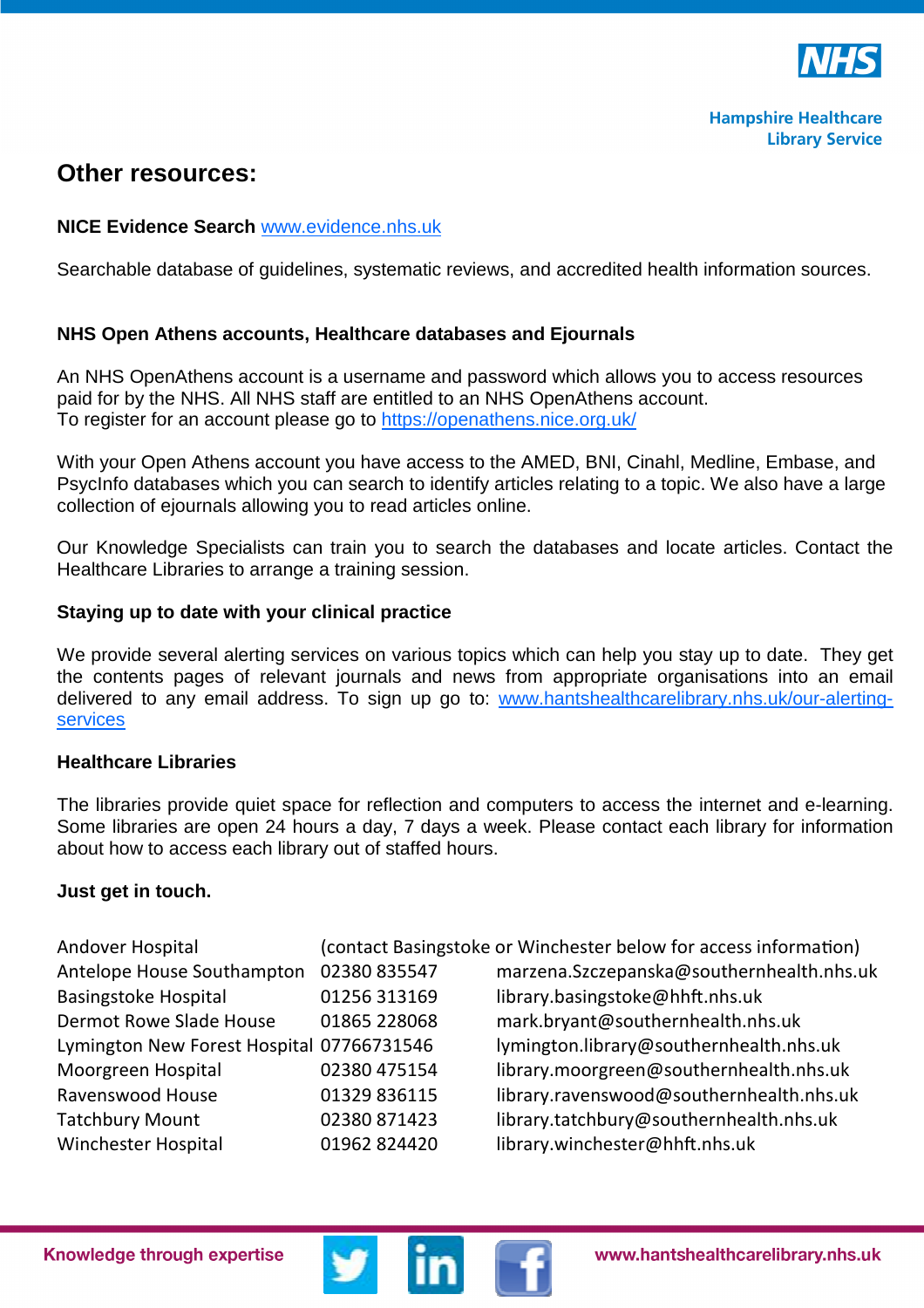## Other resources:

**NICE Evidence Search** www.evidence.nhs.uk

Searchable database of guidelines, systematic reviews, and accredited health information sources.

**NHS Open Athens accounts, Healthcare databases and Ejournals**

An NHS OpenAthens account is a username and password which allows you to access resources paid for by the NHS. All NHS staff are entitled to an NHS OpenAthens account.
To register for an account please go to https://openathens.nice.org.uk/

With your Open Athens account you have access to the AMED, BNI, Cinahl, Medline, Embase, and PsycInfo databases which you can search to identify articles relating to a topic. We also have a large collection of ejournals allowing you to read articles online.

Our Knowledge Specialists can train you to search the databases and locate articles. Contact the Healthcare Libraries to arrange a training session.

**Staying up to date with your clinical practice**

We provide several alerting services on various topics which can help you stay up to date. They get the contents pages of relevant journals and news from appropriate organisations into an email delivered to any email address. To sign up go to: www.hantshealthcarelibrary.nhs.uk/our-alerting-services

**Healthcare Libraries**

The libraries provide quiet space for reflection and computers to access the internet and e-learning. Some libraries are open 24 hours a day, 7 days a week. Please contact each library for information about how to access each library out of staffed hours.

**Just get in touch.**

| | | |
|---|---|---|
| Andover Hospital | (contact Basingstoke or Winchester below for access information) | |
| Antelope House Southampton | 02380 835547 | marzena.Szczepanska@southernhealth.nhs.uk |
| Basingstoke Hospital | 01256 313169 | library.basingstoke@hhft.nhs.uk |
| Dermot Rowe Slade House | 01865 228068 | mark.bryant@southernhealth.nhs.uk |
| Lymington New Forest Hospital | 07766731546 | lymington.library@southernhealth.nhs.uk |
| Moorgreen Hospital | 02380 475154 | library.moorgreen@southernhealth.nhs.uk |
| Ravenswood House | 01329 836115 | library.ravenswood@southernhealth.nhs.uk |
| Tatchbury Mount | 02380 871423 | library.tatchbury@southernhealth.nhs.uk |
| Winchester Hospital | 01962 824420 | library.winchester@hhft.nhs.uk |